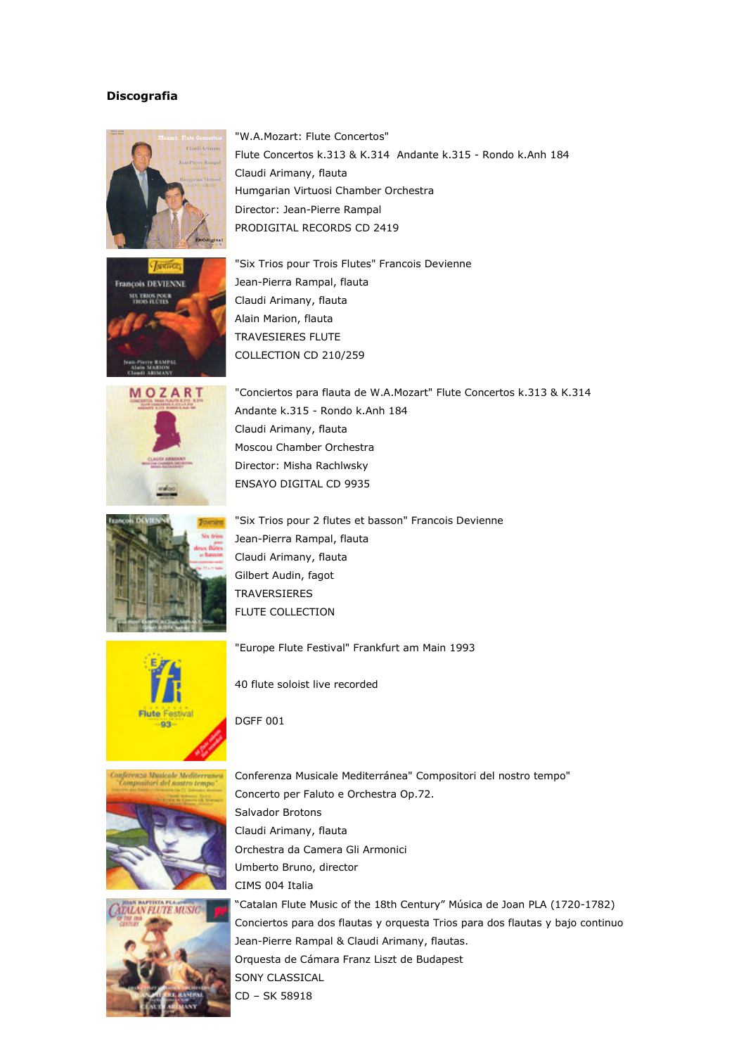## Discografia

"W.A.Mozart: Flute Concertos"
Flute Concertos k.313 & K.314 Andante k.315 - Rondo k.Anh 184
Claudi Arimany, flauta
Humgarian Virtuosi Chamber Orchestra
Director: Jean-Pierre Rampal
PRODIGITAL RECORDS CD 2419

"Six Trios pour Trois Flutes" Francois Devienne
Jean-Pierra Rampal, flauta
Claudi Arimany, flauta
Alain Marion, flauta
TRAVESIERES FLUTE
COLLECTION CD 210/259

"Conciertos para flauta de W.A.Mozart" Flute Concertos k.313 & K.314
Andante k.315 - Rondo k.Anh 184
Claudi Arimany, flauta
Moscou Chamber Orchestra
Director: Misha Rachlwsky
ENSAYO DIGITAL CD 9935

"Six Trios pour 2 flutes et basson" Francois Devienne
Jean-Pierra Rampal, flauta
Claudi Arimany, flauta
Gilbert Audin, fagot
TRAVERSIERES
FLUTE COLLECTION

"Europe Flute Festival" Frankfurt am Main 1993

40 flute soloist live recorded

DGFF 001

Conferenza Musicale Mediterránea" Compositori del nostro tempo"
Concerto per Faluto e Orchestra Op.72.
Salvador Brotons
Claudi Arimany, flauta
Orchestra da Camera Gli Armonici
Umberto Bruno, director
CIMS 004 Italia

"Catalan Flute Music of the 18th Century" Música de Joan PLA (1720-1782)
Conciertos para dos flautas y orquesta Trios para dos flautas y bajo continuo
Jean-Pierre Rampal & Claudi Arimany, flautas.
Orquesta de Cámara Franz Liszt de Budapest
SONY CLASSICAL
CD – SK 58918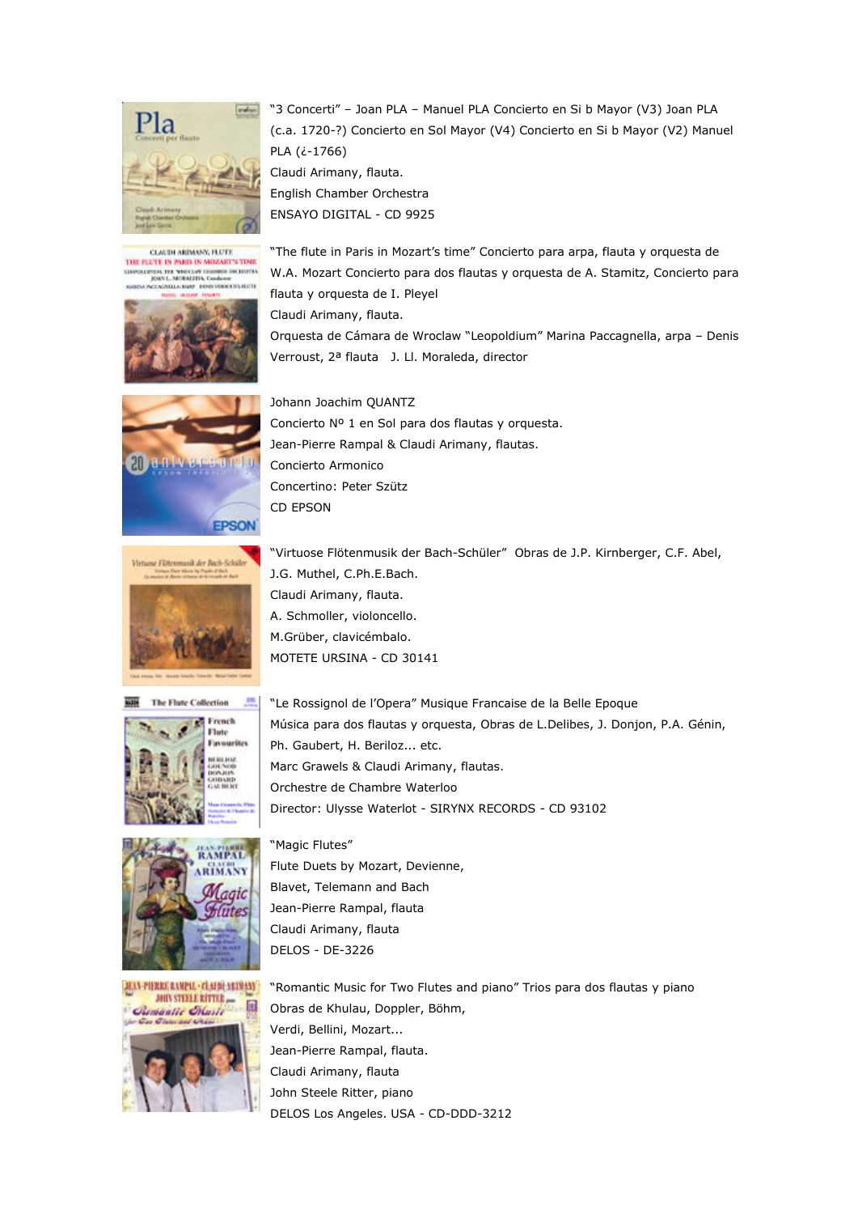"3 Concerti" – Joan PLA – Manuel PLA Concierto en Si b Mayor (V3) Joan PLA (c.a. 1720-?) Concierto en Sol Mayor (V4) Concierto en Si b Mayor (V2) Manuel PLA (¿-1766)
Claudi Arimany, flauta.
English Chamber Orchestra
ENSAYO DIGITAL - CD 9925

"The flute in Paris in Mozart's time" Concierto para arpa, flauta y orquesta de W.A. Mozart Concierto para dos flautas y orquesta de A. Stamitz, Concierto para flauta y orquesta de I. Pleyel
Claudi Arimany, flauta.
Orquesta de Cámara de Wroclaw "Leopoldium" Marina Paccagnella, arpa – Denis Verroust, 2ª flauta   J. Ll. Moraleda, director

Johann Joachim QUANTZ
Concierto Nº 1 en Sol para dos flautas y orquesta.
Jean-Pierre Rampal & Claudi Arimany, flautas.
Concierto Armonico
Concertino: Peter Szütz
CD EPSON

"Virtuose Flötenmusik der Bach-Schüler"  Obras de J.P. Kirnberger, C.F. Abel, J.G. Muthel, C.Ph.E.Bach.
Claudi Arimany, flauta.
A. Schmoller, violoncello.
M.Grüber, clavicémbalo.
MOTETE URSINA - CD 30141

"Le Rossignol de l'Opera" Musique Francaise de la Belle Epoque
Música para dos flautas y orquesta, Obras de L.Delibes, J. Donjon, P.A. Génin, Ph. Gaubert, H. Beriloz... etc.
Marc Grawels & Claudi Arimany, flautas.
Orchestre de Chambre Waterloo
Director: Ulysse Waterlot - SIRYNX RECORDS - CD 93102

"Magic Flutes"
Flute Duets by Mozart, Devienne, Blavet, Telemann and Bach
Jean-Pierre Rampal, flauta
Claudi Arimany, flauta
DELOS - DE-3226

"Romantic Music for Two Flutes and piano" Trios para dos flautas y piano
Obras de Khulau, Doppler, Böhm, Verdi, Bellini, Mozart...
Jean-Pierre Rampal, flauta.
Claudi Arimany, flauta
John Steele Ritter, piano
DELOS Los Angeles. USA - CD-DDD-3212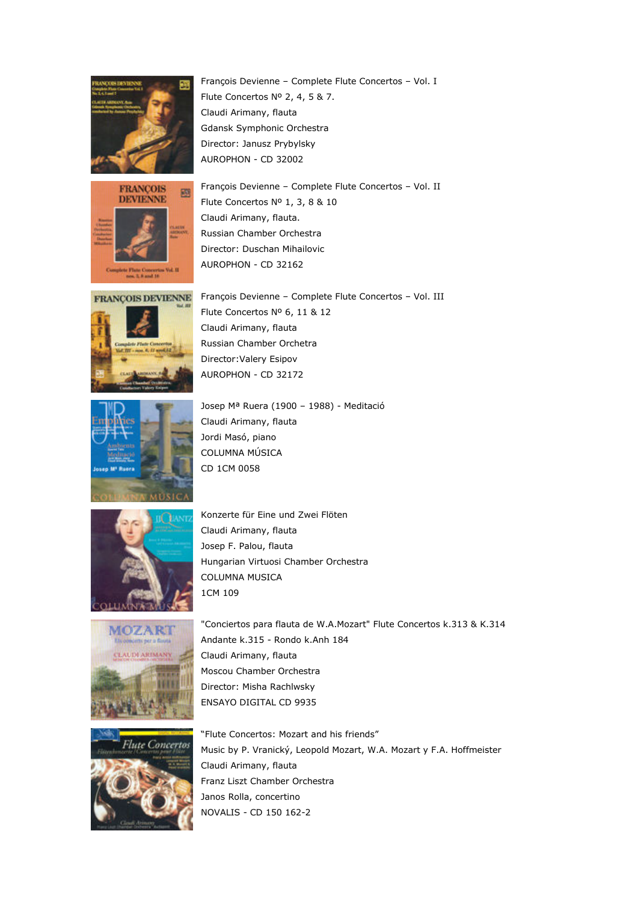François Devienne – Complete Flute Concertos – Vol. I
Flute Concertos Nº 2, 4, 5 & 7.
Claudi Arimany, flauta
Gdansk Symphonic Orchestra
Director: Janusz Prybylsky
AUROPHON - CD 32002

François Devienne – Complete Flute Concertos – Vol. II
Flute Concertos Nº 1, 3, 8 & 10
Claudi Arimany, flauta.
Russian Chamber Orchestra
Director: Duschan Mihailovic
AUROPHON - CD 32162

François Devienne – Complete Flute Concertos – Vol. III
Flute Concertos Nº 6, 11 & 12
Claudi Arimany, flauta
Russian Chamber Orchetra
Director:Valery Esipov
AUROPHON - CD 32172

Josep Mª Ruera (1900 – 1988) - Meditació
Claudi Arimany, flauta
Jordi Masó, piano
COLUMNA MÚSICA
CD 1CM 0058

Konzerte für Eine und Zwei Flöten
Claudi Arimany, flauta
Josep F. Palou, flauta
Hungarian Virtuosi Chamber Orchestra
COLUMNA MUSICA
1CM 109

"Conciertos para flauta de W.A.Mozart" Flute Concertos k.313 & K.314
Andante k.315 - Rondo k.Anh 184
Claudi Arimany, flauta
Moscou Chamber Orchestra
Director: Misha Rachlwsky
ENSAYO DIGITAL CD 9935

"Flute Concertos: Mozart and his friends"
Music by P. Vranický, Leopold Mozart, W.A. Mozart y F.A. Hoffmeister
Claudi Arimany, flauta
Franz Liszt Chamber Orchestra
Janos Rolla, concertino
NOVALIS - CD 150 162-2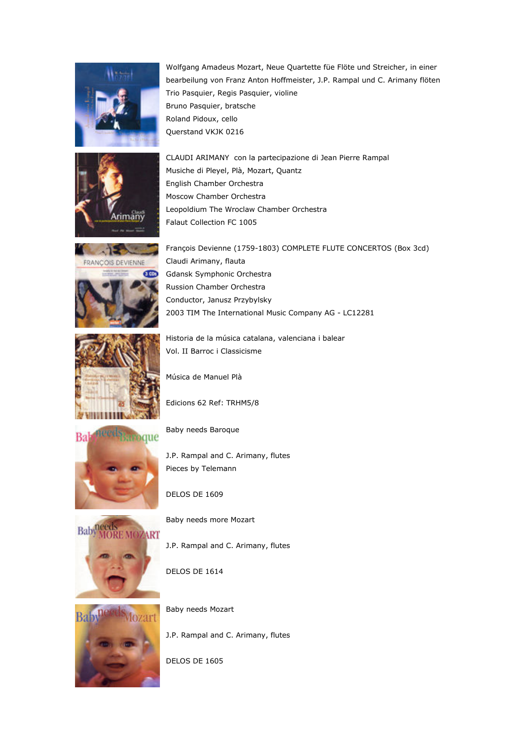Wolfgang Amadeus Mozart, Neue Quartette füe Flöte und Streicher, in einer bearbeilung von Franz Anton Hoffmeister, J.P. Rampal und C. Arimany flöten
Trio Pasquier, Regis Pasquier, violine
Bruno Pasquier, bratsche
Roland Pidoux, cello
Querstand VKJK 0216

CLAUDI ARIMANY con la partecipazione di Jean Pierre Rampal
Musiche di Pleyel, Plà, Mozart, Quantz
English Chamber Orchestra
Moscow Chamber Orchestra
Leopoldium The Wroclaw Chamber Orchestra
Falaut Collection FC 1005

François Devienne (1759-1803) COMPLETE FLUTE CONCERTOS (Box 3cd)
Claudi Arimany, flauta
Gdansk Symphonic Orchestra
Russion Chamber Orchestra
Conductor, Janusz Przybylsky
2003 TIM The International Music Company AG - LC12281

Historia de la música catalana, valenciana i balear
Vol. II Barroc i Classicisme

Música de Manuel Plà

Edicions 62 Ref: TRHM5/8

Baby needs Baroque

J.P. Rampal and C. Arimany, flutes
Pieces by Telemann

DELOS DE 1609

Baby needs more Mozart

J.P. Rampal and C. Arimany, flutes

DELOS DE 1614

Baby needs Mozart

J.P. Rampal and C. Arimany, flutes

DELOS DE 1605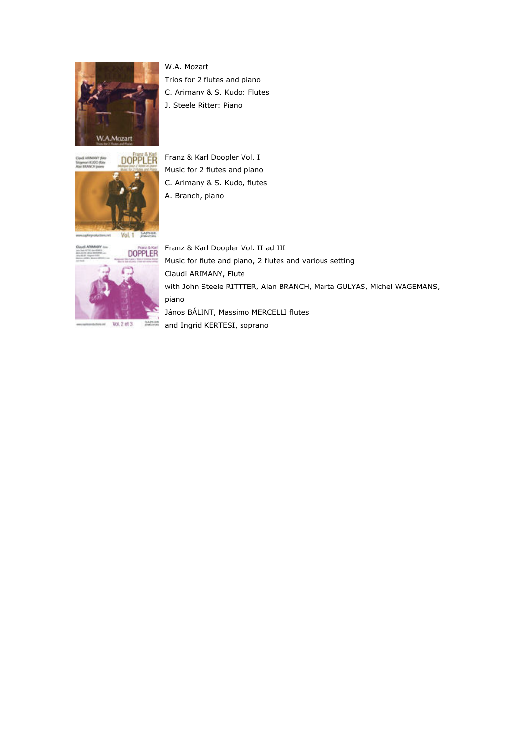W.A. Mozart

Trios for 2 flutes and piano

C. Arimany & S. Kudo: Flutes

J. Steele Ritter: Piano

Franz & Karl Doopler Vol. I

Music for 2 flutes and piano

C. Arimany & S. Kudo, flutes

A. Branch, piano

Franz & Karl Doopler Vol. II ad III

Music for flute and piano, 2 flutes and various setting

Claudi ARIMANY, Flute

with John Steele RITTTER, Alan BRANCH, Marta GULYAS, Michel WAGEMANS, piano

János BÁLINT, Massimo MERCELLI flutes

and Ingrid KERTESI, soprano